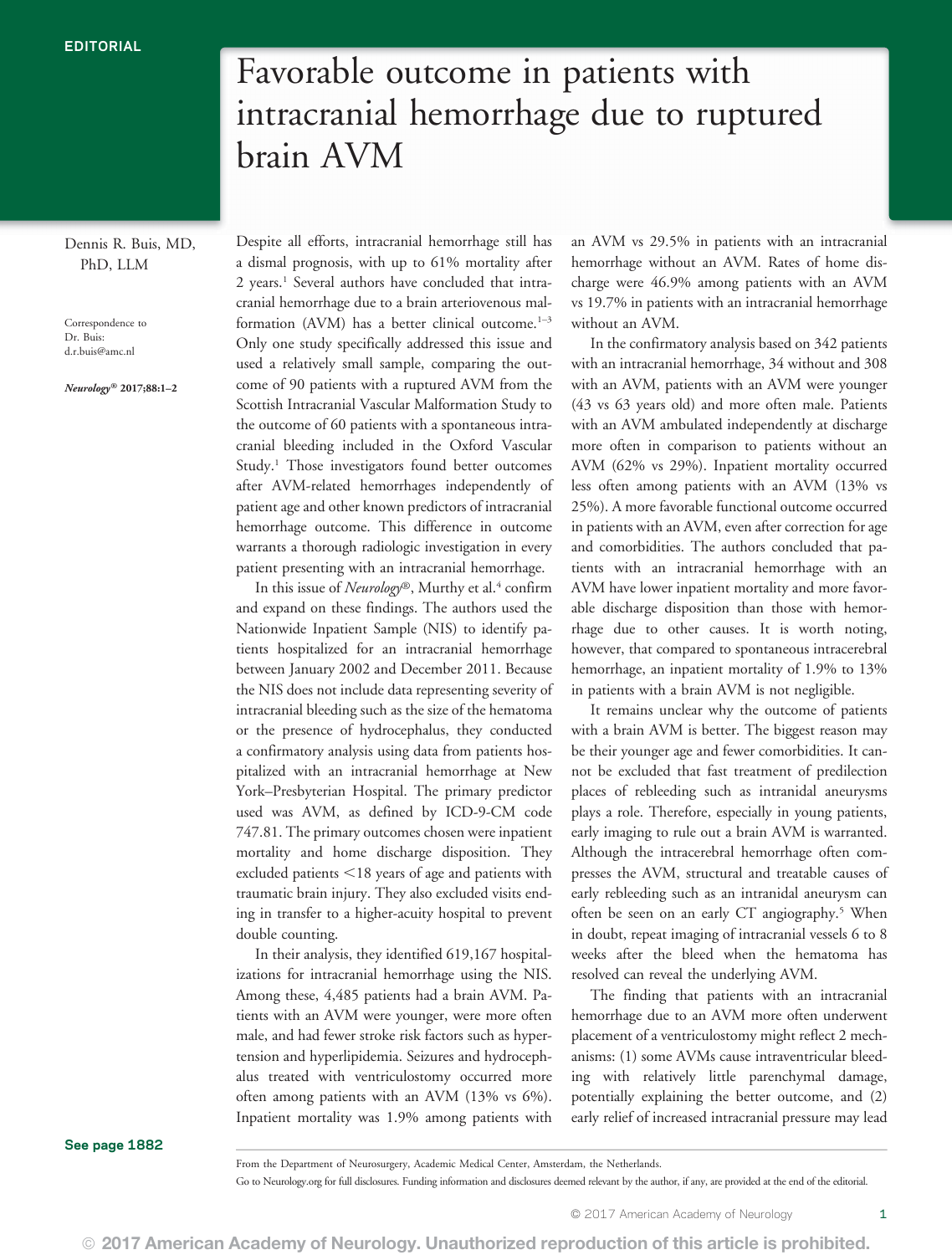EDITORIAL

# Favorable outcome in patients with intracranial hemorrhage due to ruptured brain AVM

Dennis R. Buis, MD, PhD, LLM

Correspondence to Dr. Buis: d.r.buis@amc.nl

*Neurology®* 2017;88:1–2

Despite all efforts, intracranial hemorrhage still has a dismal prognosis, with up to 61% mortality after 2 years.[1] Several authors have concluded that intracranial hemorrhage due to a brain arteriovenous malformation (AVM) has a better clinical outcome.[1–3] Only one study specifically addressed this issue and used a relatively small sample, comparing the outcome of 90 patients with a ruptured AVM from the Scottish Intracranial Vascular Malformation Study to the outcome of 60 patients with a spontaneous intracranial bleeding included in the Oxford Vascular Study.[1] Those investigators found better outcomes after AVM-related hemorrhages independently of patient age and other known predictors of intracranial hemorrhage outcome. This difference in outcome warrants a thorough radiologic investigation in every patient presenting with an intracranial hemorrhage.

In this issue of *Neurology®*, Murthy et al.[4] confirm and expand on these findings. The authors used the Nationwide Inpatient Sample (NIS) to identify patients hospitalized for an intracranial hemorrhage between January 2002 and December 2011. Because the NIS does not include data representing severity of intracranial bleeding such as the size of the hematoma or the presence of hydrocephalus, they conducted a confirmatory analysis using data from patients hospitalized with an intracranial hemorrhage at New York–Presbyterian Hospital. The primary predictor used was AVM, as defined by ICD-9-CM code 747.81. The primary outcomes chosen were inpatient mortality and home discharge disposition. They excluded patients <18 years of age and patients with traumatic brain injury. They also excluded visits ending in transfer to a higher-acuity hospital to prevent double counting.

In their analysis, they identified 619,167 hospitalizations for intracranial hemorrhage using the NIS. Among these, 4,485 patients had a brain AVM. Patients with an AVM were younger, were more often male, and had fewer stroke risk factors such as hypertension and hyperlipidemia. Seizures and hydrocephalus treated with ventriculostomy occurred more often among patients with an AVM (13% vs 6%). Inpatient mortality was 1.9% among patients with an AVM vs 29.5% in patients with an intracranial hemorrhage without an AVM. Rates of home discharge were 46.9% among patients with an AVM vs 19.7% in patients with an intracranial hemorrhage without an AVM.

In the confirmatory analysis based on 342 patients with an intracranial hemorrhage, 34 without and 308 with an AVM, patients with an AVM were younger (43 vs 63 years old) and more often male. Patients with an AVM ambulated independently at discharge more often in comparison to patients without an AVM (62% vs 29%). Inpatient mortality occurred less often among patients with an AVM (13% vs 25%). A more favorable functional outcome occurred in patients with an AVM, even after correction for age and comorbidities. The authors concluded that patients with an intracranial hemorrhage with an AVM have lower inpatient mortality and more favorable discharge disposition than those with hemorrhage due to other causes. It is worth noting, however, that compared to spontaneous intracerebral hemorrhage, an inpatient mortality of 1.9% to 13% in patients with a brain AVM is not negligible.

It remains unclear why the outcome of patients with a brain AVM is better. The biggest reason may be their younger age and fewer comorbidities. It cannot be excluded that fast treatment of predilection places of rebleeding such as intranidal aneurysms plays a role. Therefore, especially in young patients, early imaging to rule out a brain AVM is warranted. Although the intracerebral hemorrhage often compresses the AVM, structural and treatable causes of early rebleeding such as an intranidal aneurysm can often be seen on an early CT angiography.[5] When in doubt, repeat imaging of intracranial vessels 6 to 8 weeks after the bleed when the hematoma has resolved can reveal the underlying AVM.

The finding that patients with an intracranial hemorrhage due to an AVM more often underwent placement of a ventriculostomy might reflect 2 mechanisms: (1) some AVMs cause intraventricular bleeding with relatively little parenchymal damage, potentially explaining the better outcome, and (2) early relief of increased intracranial pressure may lead

See page 1882

From the Department of Neurosurgery, Academic Medical Center, Amsterdam, the Netherlands.

Go to Neurology.org for full disclosures. Funding information and disclosures deemed relevant by the author, if any, are provided at the end of the editorial.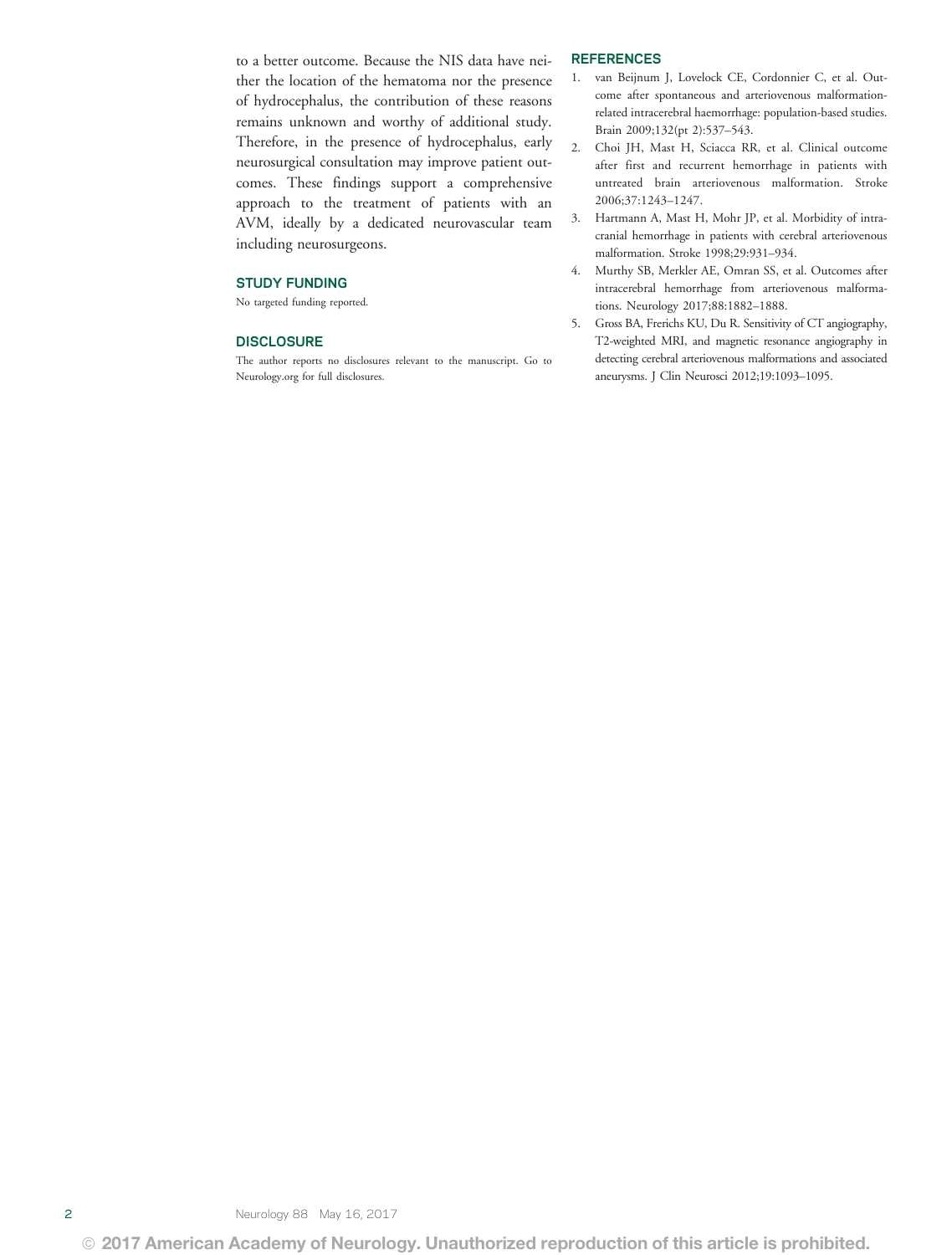to a better outcome. Because the NIS data have neither the location of the hematoma nor the presence of hydrocephalus, the contribution of these reasons remains unknown and worthy of additional study. Therefore, in the presence of hydrocephalus, early neurosurgical consultation may improve patient outcomes. These findings support a comprehensive approach to the treatment of patients with an AVM, ideally by a dedicated neurovascular team including neurosurgeons.

## STUDY FUNDING

No targeted funding reported.

## DISCLOSURE

The author reports no disclosures relevant to the manuscript. Go to Neurology.org for full disclosures.

## REFERENCES

1. van Beijnum J, Lovelock CE, Cordonnier C, et al. Outcome after spontaneous and arteriovenous malformation-related intracerebral haemorrhage: population-based studies. Brain 2009;132(pt 2):537–543.
2. Choi JH, Mast H, Sciacca RR, et al. Clinical outcome after first and recurrent hemorrhage in patients with untreated brain arteriovenous malformation. Stroke 2006;37:1243–1247.
3. Hartmann A, Mast H, Mohr JP, et al. Morbidity of intracranial hemorrhage in patients with cerebral arteriovenous malformation. Stroke 1998;29:931–934.
4. Murthy SB, Merkler AE, Omran SS, et al. Outcomes after intracerebral hemorrhage from arteriovenous malformations. Neurology 2017;88:1882–1888.
5. Gross BA, Frerichs KU, Du R. Sensitivity of CT angiography, T2-weighted MRI, and magnetic resonance angiography in detecting cerebral arteriovenous malformations and associated aneurysms. J Clin Neurosci 2012;19:1093–1095.